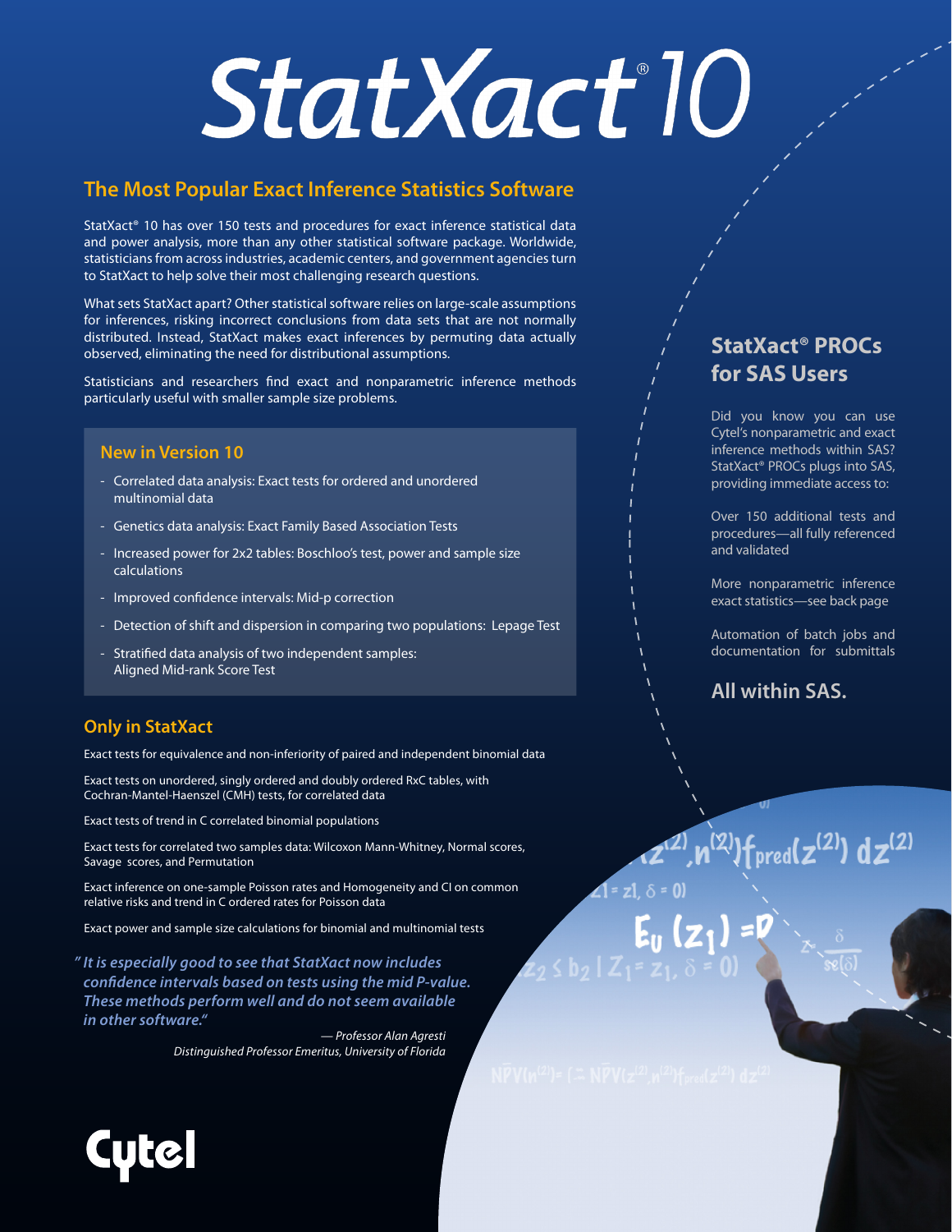# StatXact® 10

## The Most Popular Exact Inference Statistics Software

StatXact® 10 has over 150 tests and procedures for exact inference statistical data and power analysis, more than any other statistical software package. Worldwide, statisticians from across industries, academic centers, and government agencies turn to StatXact to help solve their most challenging research questions.

What sets StatXact apart? Other statistical software relies on large-scale assumptions for inferences, risking incorrect conclusions from data sets that are not normally distributed. Instead, StatXact makes exact inferences by permuting data actually observed, eliminating the need for distributional assumptions.

Statisticians and researchers find exact and nonparametric inference methods particularly useful with smaller sample size problems.

### New in Version 10

- Correlated data analysis: Exact tests for ordered and unordered multinomial data
- Genetics data analysis: Exact Family Based Association Tests
- Increased power for 2x2 tables: Boschloo's test, power and sample size calculations
- Improved confidence intervals: Mid-p correction
- Detection of shift and dispersion in comparing two populations: Lepage Test
- Stratified data analysis of two independent samples: Aligned Mid-rank Score Test

### Only in StatXact

Exact tests for equivalence and non-inferiority of paired and independent binomial data

Exact tests on unordered, singly ordered and doubly ordered RxC tables, with Cochran-Mantel-Haenszel (CMH) tests, for correlated data

Exact tests of trend in C correlated binomial populations

Exact tests for correlated two samples data: Wilcoxon Mann-Whitney, Normal scores, Savage scores, and Permutation

Exact inference on one-sample Poisson rates and Homogeneity and CI on common relative risks and trend in C ordered rates for Poisson data

Exact power and sample size calculations for binomial and multinomial tests

*"It is especially good to see that StatXact now includes confidence intervals based on tests using the mid P-value. These methods perform well and do not seem available in other software."*

*— Professor Alan Agresti*
*Distinguished Professor Emeritus, University of Florida*

## StatXact® PROCs for SAS Users

Did you know you can use Cytel's nonparametric and exact inference methods within SAS? StatXact® PROCs plugs into SAS, providing immediate access to:

Over 150 additional tests and procedures—all fully referenced and validated

More nonparametric inference exact statistics—see back page

Automation of batch jobs and documentation for submittals

**All within SAS.**

Cytel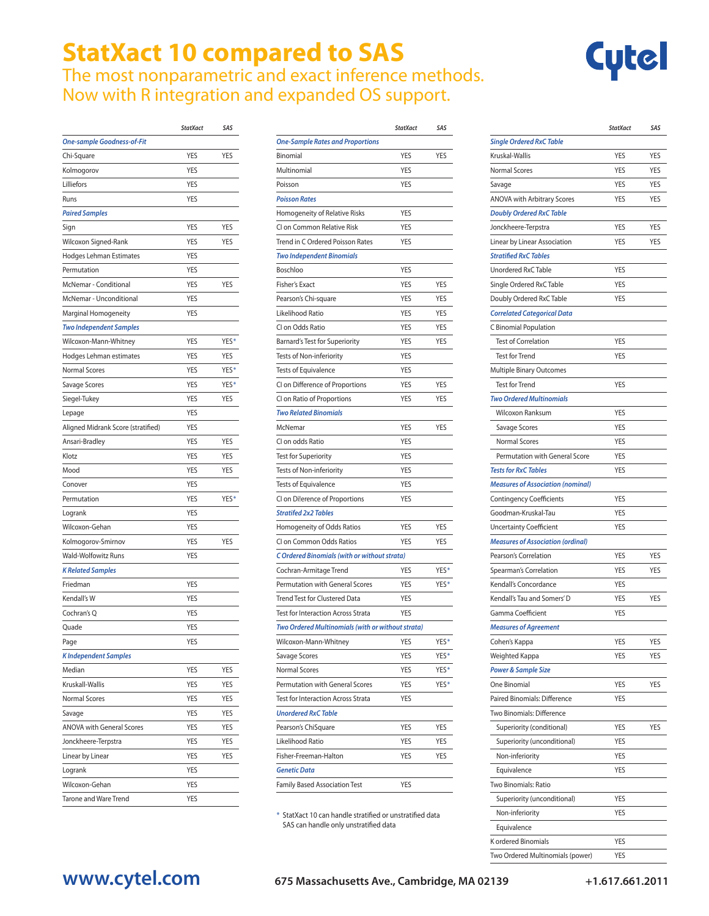# StatXact 10 compared to SAS

## The most nonparametric and exact inference methods. Now with R integration and expanded OS support.

| | StatXact | SAS |
|---|---|---|
| ***One-sample Goodness-of-Fit*** | | |
| Chi-Square | YES | YES |
| Kolmogorov | YES | |
| Lilliefors | YES | |
| Runs | YES | |
| ***Paired Samples*** | | |
| Sign | YES | YES |
| Wilcoxon Signed-Rank | YES | YES |
| Hodges Lehman Estimates | YES | |
| Permutation | YES | |
| McNemar - Conditional | YES | YES |
| McNemar - Unconditional | YES | |
| Marginal Homogeneity | YES | |
| ***Two Independent Samples*** | | |
| Wilcoxon-Mann-Whitney | YES | YES* |
| Hodges Lehman estimates | YES | YES |
| Normal Scores | YES | YES* |
| Savage Scores | YES | YES* |
| Siegel-Tukey | YES | YES |
| Lepage | YES | |
| Aligned Midrank Score (stratified) | YES | |
| Ansari-Bradley | YES | YES |
| Klotz | YES | YES |
| Mood | YES | YES |
| Conover | YES | |
| Permutation | YES | YES* |
| Logrank | YES | |
| Wilcoxon-Gehan | YES | |
| Kolmogorov-Smirnov | YES | YES |
| Wald-Wolfowitz Runs | YES | |
| ***K Related Samples*** | | |
| Friedman | YES | |
| Kendall's W | YES | |
| Cochran's Q | YES | |
| Quade | YES | |
| Page | YES | |
| ***K Independent Samples*** | | |
| Median | YES | YES |
| Kruskall-Wallis | YES | YES |
| Normal Scores | YES | YES |
| Savage | YES | YES |
| ANOVA with General Scores | YES | YES |
| Jonckheere-Terpstra | YES | YES |
| Linear by Linear | YES | YES |
| Logrank | YES | |
| Wilcoxon-Gehan | YES | |
| Tarone and Ware Trend | YES | |

| | StatXact | SAS |
|---|---|---|
| ***One-Sample Rates and Proportions*** | | |
| Binomial | YES | YES |
| Multinomial | YES | |
| Poisson | YES | |
| ***Poisson Rates*** | | |
| Homogeneity of Relative Risks | YES | |
| CI on Common Relative Risk | YES | |
| Trend in C Ordered Poisson Rates | YES | |
| ***Two Independent Binomials*** | | |
| Boschloo | YES | |
| Fisher's Exact | YES | YES |
| Pearson's Chi-square | YES | YES |
| Likelihood Ratio | YES | YES |
| CI on Odds Ratio | YES | YES |
| Barnard's Test for Superiority | YES | YES |
| Tests of Non-inferiority | YES | |
| Tests of Equivalence | YES | |
| CI on Difference of Proportions | YES | YES |
| CI on Ratio of Proportions | YES | YES |
| ***Two Related Binomials*** | | |
| McNemar | YES | YES |
| CI on odds Ratio | YES | |
| Test for Superiority | YES | |
| Tests of Non-inferiority | YES | |
| Tests of Equivalence | YES | |
| CI on Di!erence of Proportions | YES | |
| ***Stratified 2x2 Tables*** | | |
| Homogeneity of Odds Ratios | YES | YES |
| CI on Common Odds Ratios | YES | YES |
| ***C Ordered Binomials (with or without strata)*** | | |
| Cochran-Armitage Trend | YES | YES* |
| Permutation with General Scores | YES | YES* |
| Trend Test for Clustered Data | YES | |
| Test for Interaction Across Strata | YES | |
| ***Two Ordered Multinomials (with or without strata)*** | | |
| Wilcoxon-Mann-Whitney | YES | YES* |
| Savage Scores | YES | YES* |
| Normal Scores | YES | YES* |
| Permutation with General Scores | YES | YES* |
| Test for Interaction Across Strata | YES | |
| ***Unordered RxC Table*** | | |
| Pearson's ChiSquare | YES | YES |
| Likelihood Ratio | YES | YES |
| Fisher-Freeman-Halton | YES | YES |
| ***Genetic Data*** | | |
| Family Based Association Test | YES | |

\* StatXact 10 can handle stratified or unstratified data
SAS can handle only unstratified data

| | StatXact | SAS |
|---|---|---|
| ***Single Ordered RxC Table*** | | |
| Kruskal-Wallis | YES | YES |
| Normal Scores | YES | YES |
| Savage | YES | YES |
| ANOVA with Arbitrary Scores | YES | YES |
| ***Doubly Ordered RxC Table*** | | |
| Jonckheere-Terpstra | YES | YES |
| Linear by Linear Association | YES | YES |
| ***Stratified RxC Tables*** | | |
| Unordered RxC Table | YES | |
| Single Ordered RxC Table | YES | |
| Doubly Ordered RxC Table | YES | |
| ***Correlated Categorical Data*** | | |
| C Binomial Population | | |
| Test of Correlation | YES | |
| Test for Trend | YES | |
| Multiple Binary Outcomes | | |
| Test for Trend | YES | |
| ***Two Ordered Multinomials*** | | |
| Wilcoxon Ranksum | YES | |
| Savage Scores | YES | |
| Normal Scores | YES | |
| Permutation with General Score | YES | |
| ***Tests for RxC Tables*** | YES | |
| ***Measures of Association (nominal)*** | | |
| Contingency Coefficients | YES | |
| Goodman-Kruskal-Tau | YES | |
| Uncertainty Coefficient | YES | |
| ***Measures of Association (ordinal)*** | | |
| Pearson's Correlation | YES | YES |
| Spearman's Correlation | YES | YES |
| Kendall's Concordance | YES | |
| Kendall's Tau and Somers' D | YES | YES |
| Gamma Coefficient | YES | |
| ***Measures of Agreement*** | | |
| Cohen's Kappa | YES | YES |
| Weighted Kappa | YES | YES |
| ***Power & Sample Size*** | | |
| One Binomial | YES | YES |
| Paired Binomials: Difference | YES | |
| Two Binomials: Difference | | |
| Superiority (conditional) | YES | YES |
| Superiority (unconditional) | YES | |
| Non-inferiority | YES | |
| Equivalence | YES | |
| Two Binomials: Ratio | | |
| Superiority (unconditional) | YES | |
| Non-inferiority | YES | |
| Equivalence | | |
| K ordered Binomials | YES | |
| Two Ordered Multinomials (power) | YES | |

**www.cytel.com** **675 Massachusetts Ave., Cambridge, MA 02139** **+1.617.661.2011**